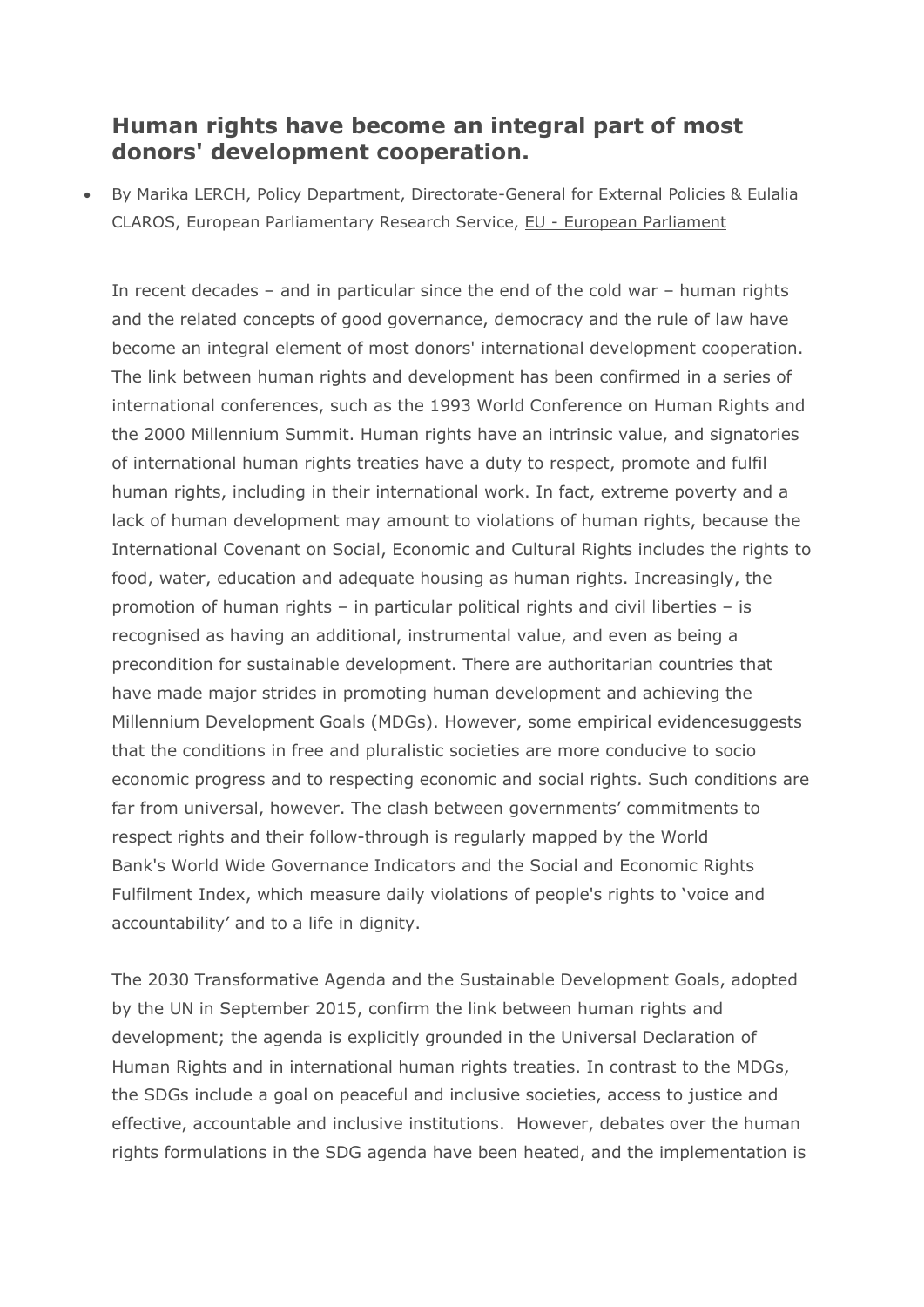# Human rights have become an integral part of most donors' development cooperation.

- By Marika LERCH, Policy Department, Directorate-General for External Policies & Eulalia CLAROS, European Parliamentary Research Service, EU - European Parliament

In recent decades – and in particular since the end of the cold war – human rights and the related concepts of good governance, democracy and the rule of law have become an integral element of most donors' international development cooperation. The link between human rights and development has been confirmed in a series of international conferences, such as the 1993 World Conference on Human Rights and the 2000 Millennium Summit. Human rights have an intrinsic value, and signatories of international human rights treaties have a duty to respect, promote and fulfil human rights, including in their international work. In fact, extreme poverty and a lack of human development may amount to violations of human rights, because the International Covenant on Social, Economic and Cultural Rights includes the rights to food, water, education and adequate housing as human rights. Increasingly, the promotion of human rights – in particular political rights and civil liberties – is recognised as having an additional, instrumental value, and even as being a precondition for sustainable development. There are authoritarian countries that have made major strides in promoting human development and achieving the Millennium Development Goals (MDGs). However, some empirical evidencesuggests that the conditions in free and pluralistic societies are more conducive to socio economic progress and to respecting economic and social rights. Such conditions are far from universal, however. The clash between governments' commitments to respect rights and their follow-through is regularly mapped by the World Bank's World Wide Governance Indicators and the Social and Economic Rights Fulfilment Index, which measure daily violations of people's rights to 'voice and accountability' and to a life in dignity.

The 2030 Transformative Agenda and the Sustainable Development Goals, adopted by the UN in September 2015, confirm the link between human rights and development; the agenda is explicitly grounded in the Universal Declaration of Human Rights and in international human rights treaties. In contrast to the MDGs, the SDGs include a goal on peaceful and inclusive societies, access to justice and effective, accountable and inclusive institutions. However, debates over the human rights formulations in the SDG agenda have been heated, and the implementation is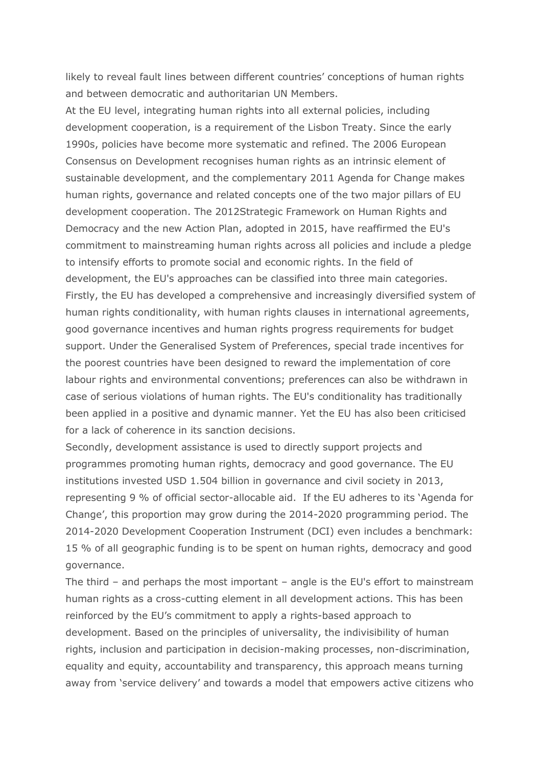likely to reveal fault lines between different countries' conceptions of human rights and between democratic and authoritarian UN Members.

At the EU level, integrating human rights into all external policies, including development cooperation, is a requirement of the Lisbon Treaty. Since the early 1990s, policies have become more systematic and refined. The 2006 European Consensus on Development recognises human rights as an intrinsic element of sustainable development, and the complementary 2011 Agenda for Change makes human rights, governance and related concepts one of the two major pillars of EU development cooperation. The 2012Strategic Framework on Human Rights and Democracy and the new Action Plan, adopted in 2015, have reaffirmed the EU's commitment to mainstreaming human rights across all policies and include a pledge to intensify efforts to promote social and economic rights. In the field of development, the EU's approaches can be classified into three main categories.

Firstly, the EU has developed a comprehensive and increasingly diversified system of human rights conditionality, with human rights clauses in international agreements, good governance incentives and human rights progress requirements for budget support. Under the Generalised System of Preferences, special trade incentives for the poorest countries have been designed to reward the implementation of core labour rights and environmental conventions; preferences can also be withdrawn in case of serious violations of human rights. The EU's conditionality has traditionally been applied in a positive and dynamic manner. Yet the EU has also been criticised for a lack of coherence in its sanction decisions.

Secondly, development assistance is used to directly support projects and programmes promoting human rights, democracy and good governance. The EU institutions invested USD 1.504 billion in governance and civil society in 2013, representing 9 % of official sector-allocable aid. If the EU adheres to its 'Agenda for Change', this proportion may grow during the 2014-2020 programming period. The 2014-2020 Development Cooperation Instrument (DCI) even includes a benchmark: 15 % of all geographic funding is to be spent on human rights, democracy and good governance.

The third – and perhaps the most important – angle is the EU's effort to mainstream human rights as a cross-cutting element in all development actions. This has been reinforced by the EU's commitment to apply a rights-based approach to development. Based on the principles of universality, the indivisibility of human rights, inclusion and participation in decision-making processes, non-discrimination, equality and equity, accountability and transparency, this approach means turning away from 'service delivery' and towards a model that empowers active citizens who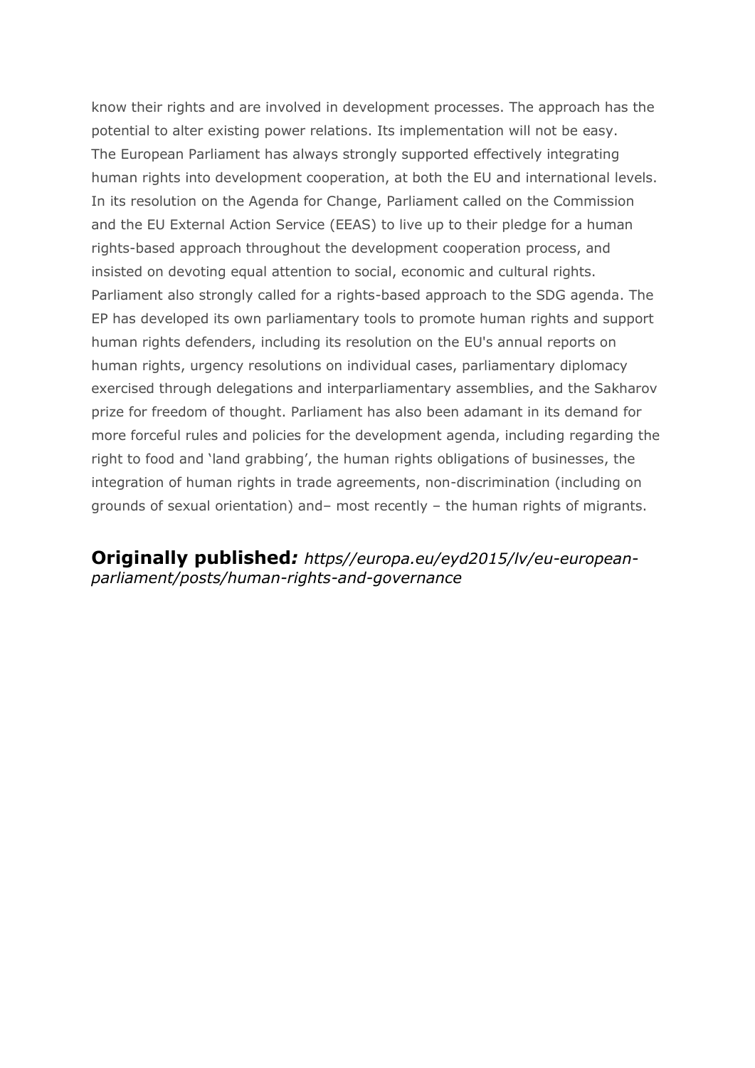know their rights and are involved in development processes. The approach has the potential to alter existing power relations. Its implementation will not be easy.

The European Parliament has always strongly supported effectively integrating human rights into development cooperation, at both the EU and international levels. In its resolution on the Agenda for Change, Parliament called on the Commission and the EU External Action Service (EEAS) to live up to their pledge for a human rights-based approach throughout the development cooperation process, and insisted on devoting equal attention to social, economic and cultural rights. Parliament also strongly called for a rights-based approach to the SDG agenda. The EP has developed its own parliamentary tools to promote human rights and support human rights defenders, including its resolution on the EU's annual reports on human rights, urgency resolutions on individual cases, parliamentary diplomacy exercised through delegations and interparliamentary assemblies, and the Sakharov prize for freedom of thought. Parliament has also been adamant in its demand for more forceful rules and policies for the development agenda, including regarding the right to food and 'land grabbing', the human rights obligations of businesses, the integration of human rights in trade agreements, non-discrimination (including on grounds of sexual orientation) and– most recently – the human rights of migrants.

**Originally published*:*** *https//europa.eu/eyd2015/lv/eu-european-parliament/posts/human-rights-and-governance*